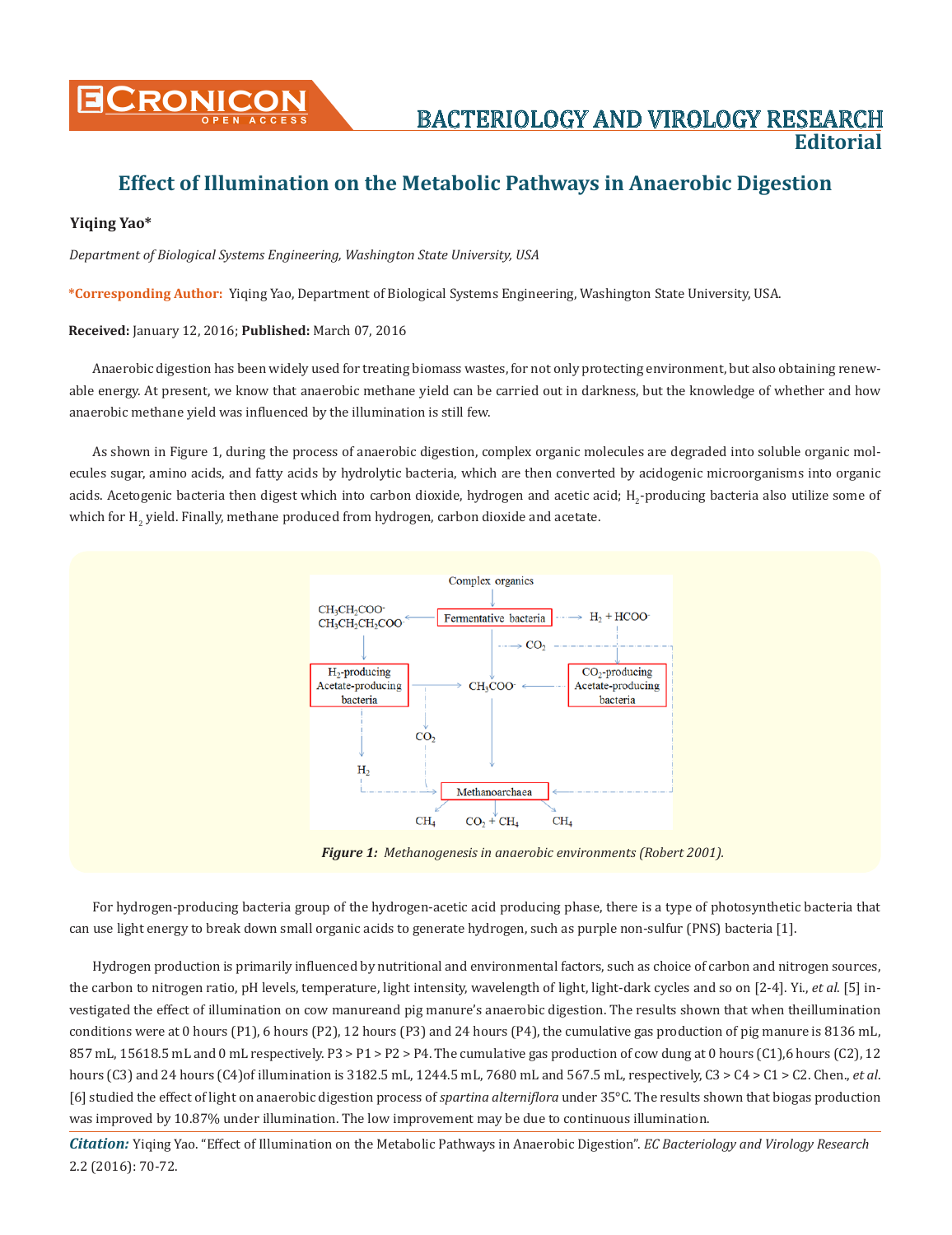# Effect of Illumination on the Metabolic Pathways in Anaerobic Digestion

**Yiqing Yao***

*Department of Biological Systems Engineering, Washington State University, USA*

**\*Corresponding Author:** Yiqing Yao, Department of Biological Systems Engineering, Washington State University, USA.

**Received:** January 12, 2016; **Published:** March 07, 2016

Anaerobic digestion has been widely used for treating biomass wastes, for not only protecting environment, but also obtaining renewable energy. At present, we know that anaerobic methane yield can be carried out in darkness, but the knowledge of whether and how anaerobic methane yield was influenced by the illumination is still few.

As shown in Figure 1, during the process of anaerobic digestion, complex organic molecules are degraded into soluble organic molecules sugar, amino acids, and fatty acids by hydrolytic bacteria, which are then converted by acidogenic microorganisms into organic acids. Acetogenic bacteria then digest which into carbon dioxide, hydrogen and acetic acid; $H_2$-producing bacteria also utilize some of which for $H_2$ yield. Finally, methane produced from hydrogen, carbon dioxide and acetate.

*Figure 1: Methanogenesis in anaerobic environments (Robert 2001).*

For hydrogen-producing bacteria group of the hydrogen-acetic acid producing phase, there is a type of photosynthetic bacteria that can use light energy to break down small organic acids to generate hydrogen, such as purple non-sulfur (PNS) bacteria [1].

Hydrogen production is primarily influenced by nutritional and environmental factors, such as choice of carbon and nitrogen sources, the carbon to nitrogen ratio, pH levels, temperature, light intensity, wavelength of light, light-dark cycles and so on [2-4]. Yi., *et al.* [5] investigated the effect of illumination on cow manureand pig manure's anaerobic digestion. The results shown that when theillumination conditions were at 0 hours (P1), 6 hours (P2), 12 hours (P3) and 24 hours (P4), the cumulative gas production of pig manure is 8136 mL, 857 mL, 15618.5 mL and 0 mL respectively. P3 > P1 > P2 > P4. The cumulative gas production of cow dung at 0 hours (C1),6 hours (C2), 12 hours (C3) and 24 hours (C4)of illumination is 3182.5 mL, 1244.5 mL, 7680 mL and 567.5 mL, respectively, C3 > C4 > C1 > C2. Chen., *et al.* [6] studied the effect of light on anaerobic digestion process of *spartina alterniflora* under 35°C. The results shown that biogas production was improved by 10.87% under illumination. The low improvement may be due to continuous illumination.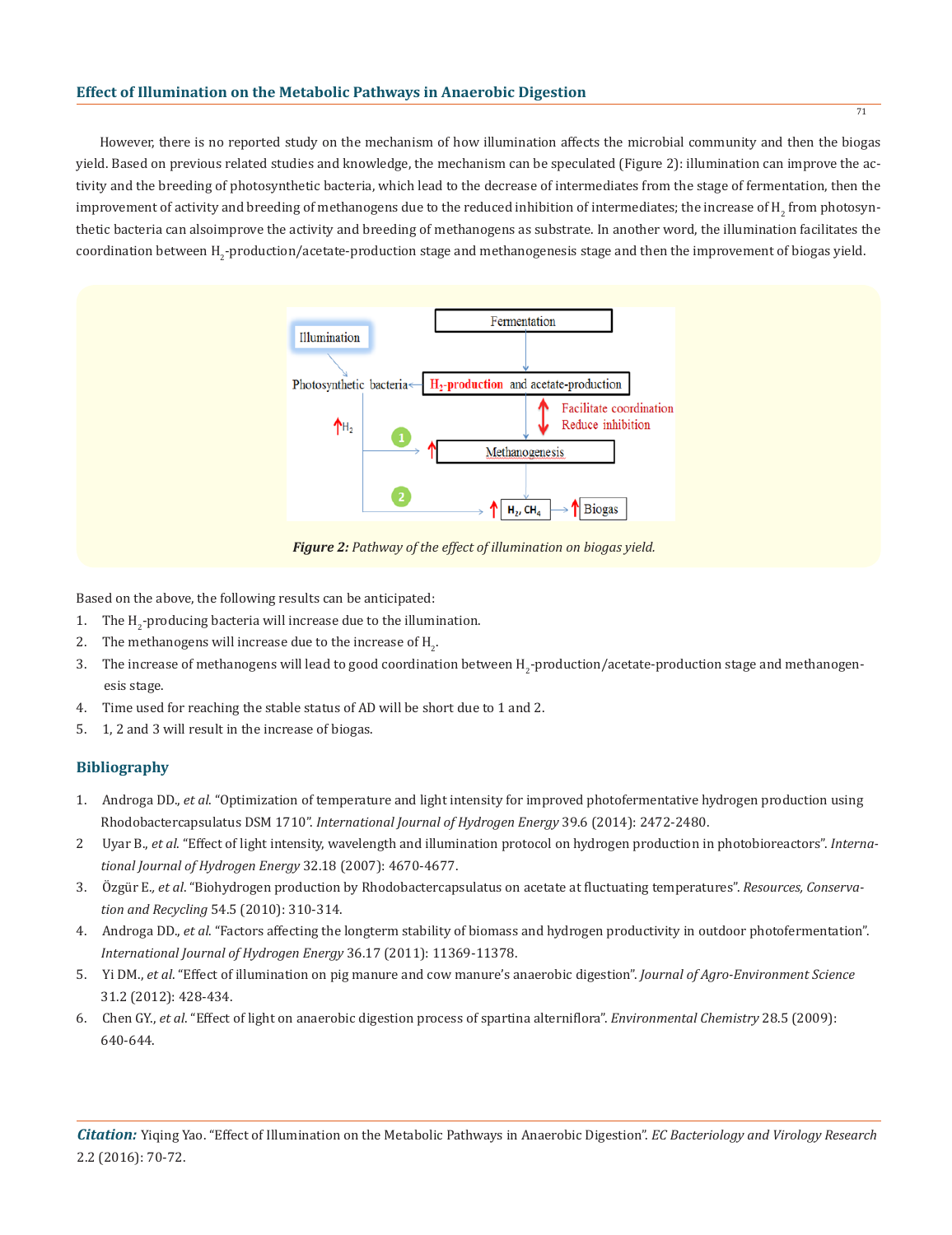However, there is no reported study on the mechanism of how illumination affects the microbial community and then the biogas yield. Based on previous related studies and knowledge, the mechanism can be speculated (Figure 2): illumination can improve the activity and the breeding of photosynthetic bacteria, which lead to the decrease of intermediates from the stage of fermentation, then the improvement of activity and breeding of methanogens due to the reduced inhibition of intermediates; the increase of $H_2$ from photosynthetic bacteria can alsoimprove the activity and breeding of methanogens as substrate. In another word, the illumination facilitates the coordination between $H_2$-production/acetate-production stage and methanogenesis stage and then the improvement of biogas yield.

***Figure 2:*** *Pathway of the effect of illumination on biogas yield.*

Based on the above, the following results can be anticipated:

1. The $H_2$-producing bacteria will increase due to the illumination.
2. The methanogens will increase due to the increase of $H_2$.
3. The increase of methanogens will lead to good coordination between $H_2$-production/acetate-production stage and methanogenesis stage.
4. Time used for reaching the stable status of AD will be short due to 1 and 2.
5. 1, 2 and 3 will result in the increase of biogas.

## Bibliography

1. Androga DD., *et al.* "Optimization of temperature and light intensity for improved photofermentative hydrogen production using Rhodobactercapsulatus DSM 1710". *International Journal of Hydrogen Energy* 39.6 (2014): 2472-2480.
2. Uyar B., *et al.* "Effect of light intensity, wavelength and illumination protocol on hydrogen production in photobioreactors". *International Journal of Hydrogen Energy* 32.18 (2007): 4670-4677.
3. Özgür E., *et al.* "Biohydrogen production by Rhodobactercapsulatus on acetate at fluctuating temperatures". *Resources, Conservation and Recycling* 54.5 (2010): 310-314.
4. Androga DD., *et al.* "Factors affecting the longterm stability of biomass and hydrogen productivity in outdoor photofermentation". *International Journal of Hydrogen Energy* 36.17 (2011): 11369-11378.
5. Yi DM., *et al.* "Effect of illumination on pig manure and cow manure's anaerobic digestion". *Journal of Agro-Environment Science* 31.2 (2012): 428-434.
6. Chen GY., *et al.* "Effect of light on anaerobic digestion process of spartina alterniflora". *Environmental Chemistry* 28.5 (2009): 640-644.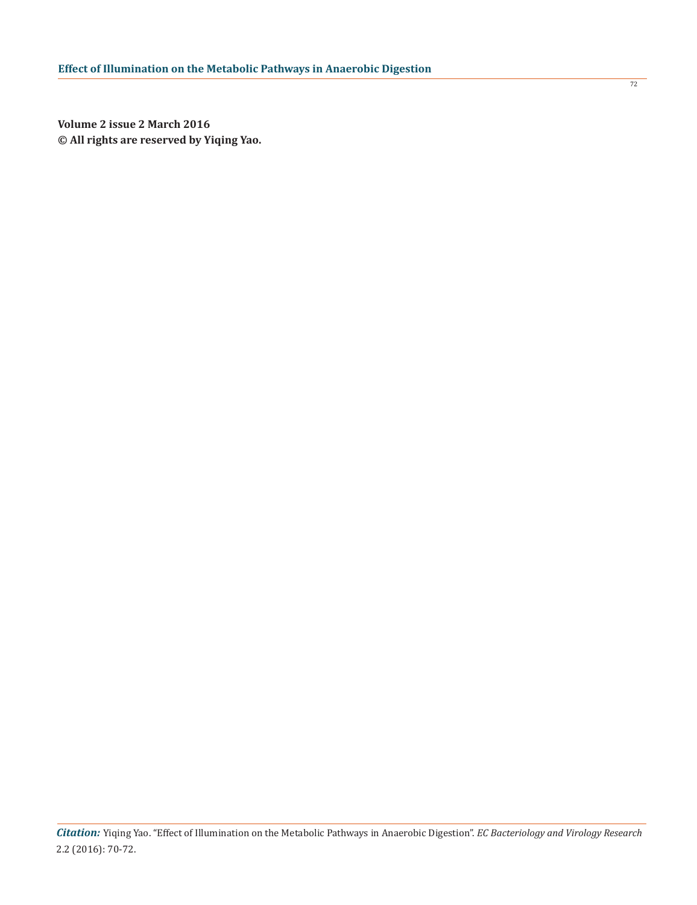**Volume 2 issue 2 March 2016**
**© All rights are reserved by Yiqing Yao.**